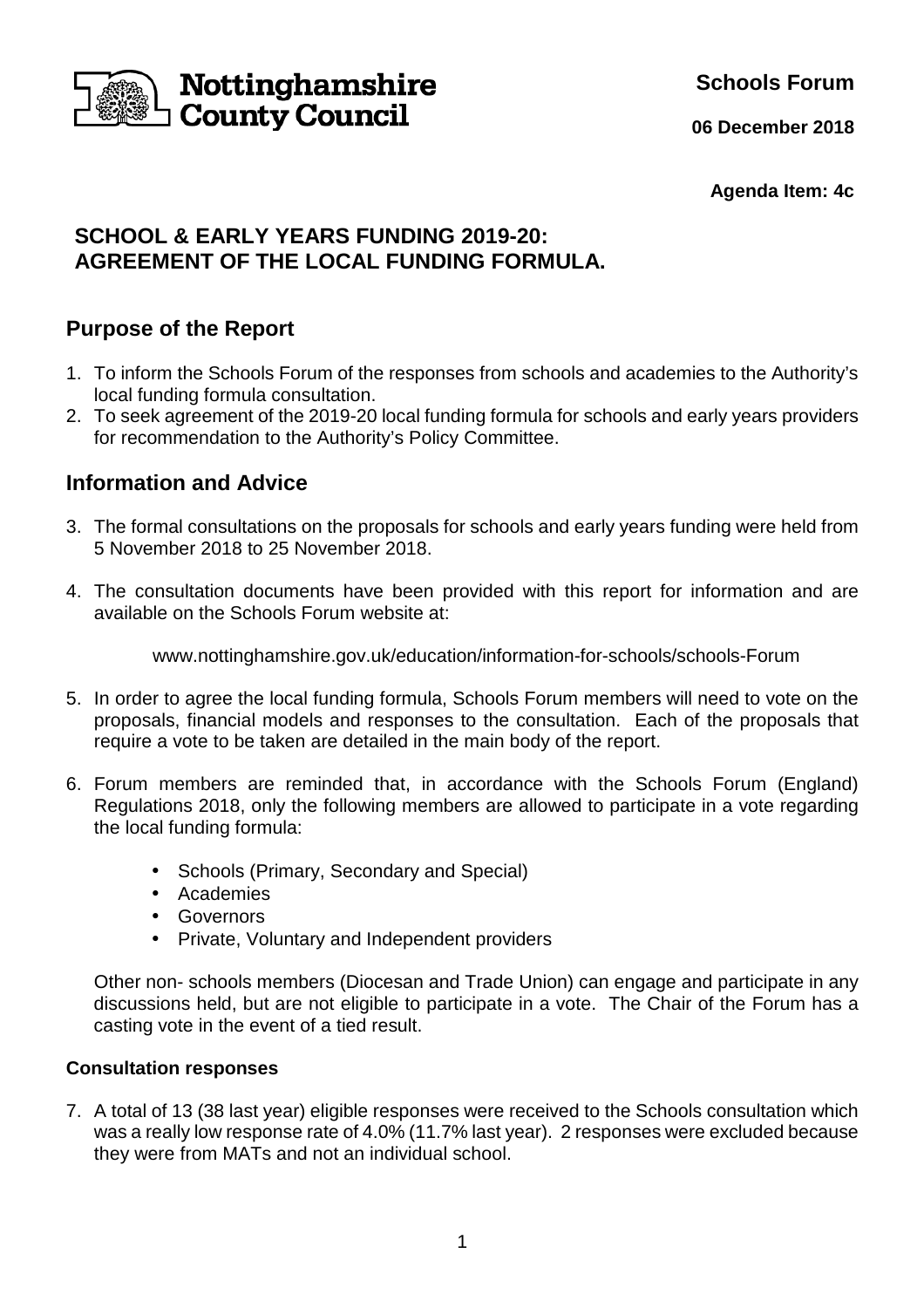Nottinghamshire County Council

**Schools Forum**

**06 December 2018**

**Agenda Item: 4c**

# SCHOOL & EARLY YEARS FUNDING 2019-20: AGREEMENT OF THE LOCAL FUNDING FORMULA.

## Purpose of the Report

1. To inform the Schools Forum of the responses from schools and academies to the Authority's local funding formula consultation.
2. To seek agreement of the 2019-20 local funding formula for schools and early years providers for recommendation to the Authority's Policy Committee.

## Information and Advice

3. The formal consultations on the proposals for schools and early years funding were held from 5 November 2018 to 25 November 2018.

4. The consultation documents have been provided with this report for information and are available on the Schools Forum website at:

   www.nottinghamshire.gov.uk/education/information-for-schools/schools-Forum

5. In order to agree the local funding formula, Schools Forum members will need to vote on the proposals, financial models and responses to the consultation. Each of the proposals that require a vote to be taken are detailed in the main body of the report.

6. Forum members are reminded that, in accordance with the Schools Forum (England) Regulations 2018, only the following members are allowed to participate in a vote regarding the local funding formula:

   - Schools (Primary, Secondary and Special)
   - Academies
   - Governors
   - Private, Voluntary and Independent providers

   Other non- schools members (Diocesan and Trade Union) can engage and participate in any discussions held, but are not eligible to participate in a vote. The Chair of the Forum has a casting vote in the event of a tied result.

### Consultation responses

7. A total of 13 (38 last year) eligible responses were received to the Schools consultation which was a really low response rate of 4.0% (11.7% last year). 2 responses were excluded because they were from MATs and not an individual school.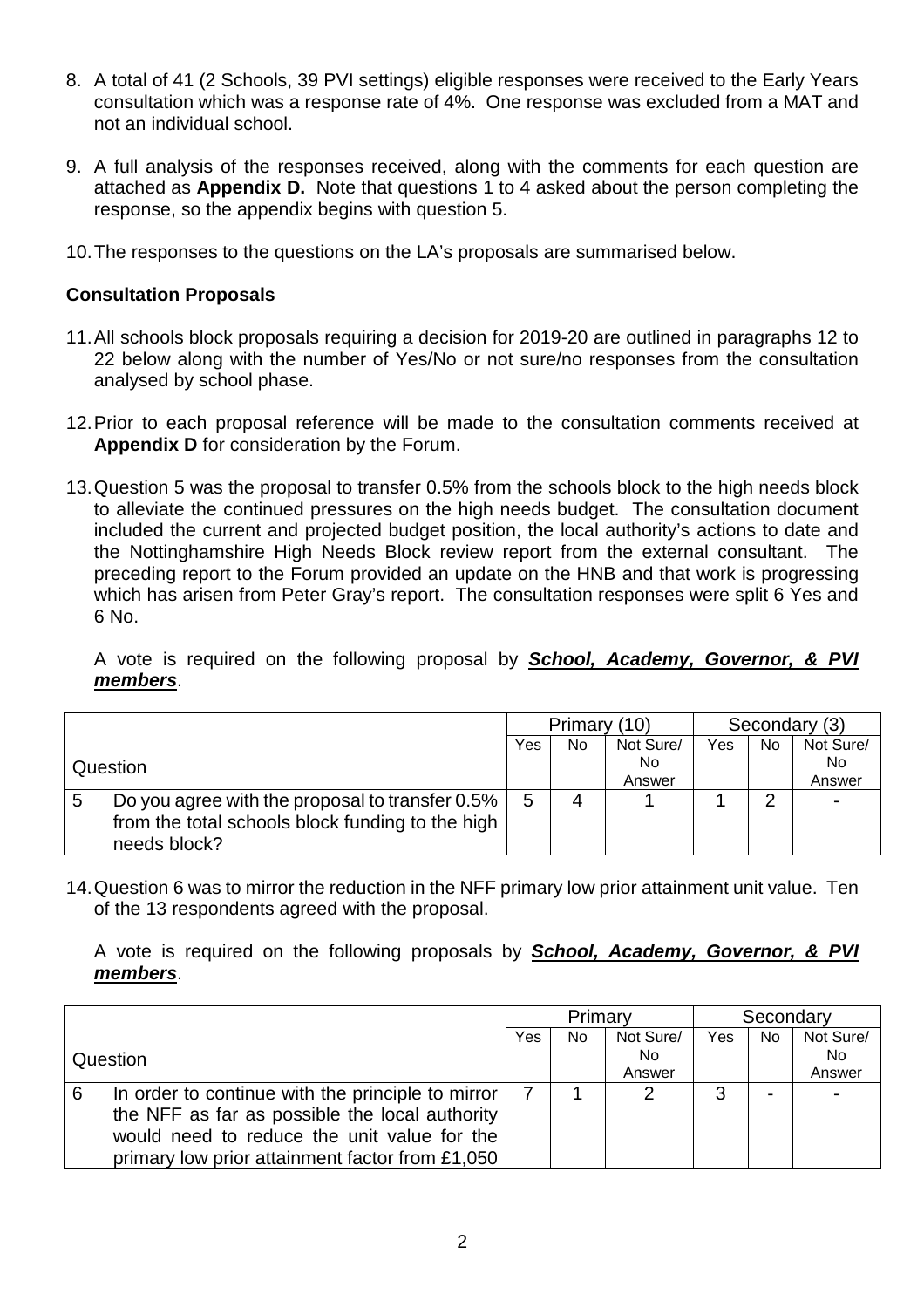8. A total of 41 (2 Schools, 39 PVI settings) eligible responses were received to the Early Years consultation which was a response rate of 4%. One response was excluded from a MAT and not an individual school.

9. A full analysis of the responses received, along with the comments for each question are attached as **Appendix D.** Note that questions 1 to 4 asked about the person completing the response, so the appendix begins with question 5.

10. The responses to the questions on the LA's proposals are summarised below.

**Consultation Proposals**

11. All schools block proposals requiring a decision for 2019-20 are outlined in paragraphs 12 to 22 below along with the number of Yes/No or not sure/no responses from the consultation analysed by school phase.

12. Prior to each proposal reference will be made to the consultation comments received at **Appendix D** for consideration by the Forum.

13. Question 5 was the proposal to transfer 0.5% from the schools block to the high needs block to alleviate the continued pressures on the high needs budget. The consultation document included the current and projected budget position, the local authority's actions to date and the Nottinghamshire High Needs Block review report from the external consultant. The preceding report to the Forum provided an update on the HNB and that work is progressing which has arisen from Peter Gray's report. The consultation responses were split 6 Yes and 6 No.

    A vote is required on the following proposal by ***School, Academy, Governor, & PVI members***.

| Question | | Primary (10) | | | Secondary (3) | | |
|---|---|---|---|---|---|---|---|
| | | Yes | No | Not Sure/ No Answer | Yes | No | Not Sure/ No Answer |
| 5 | Do you agree with the proposal to transfer 0.5% from the total schools block funding to the high needs block? | 5 | 4 | 1 | 1 | 2 | - |

14. Question 6 was to mirror the reduction in the NFF primary low prior attainment unit value. Ten of the 13 respondents agreed with the proposal.

    A vote is required on the following proposals by ***School, Academy, Governor, & PVI members***.

| Question | | Primary | | | Secondary | | |
|---|---|---|---|---|---|---|---|
| | | Yes | No | Not Sure/ No Answer | Yes | No | Not Sure/ No Answer |
| 6 | In order to continue with the principle to mirror the NFF as far as possible the local authority would need to reduce the unit value for the primary low prior attainment factor from £1,050 | 7 | 1 | 2 | 3 | - | - |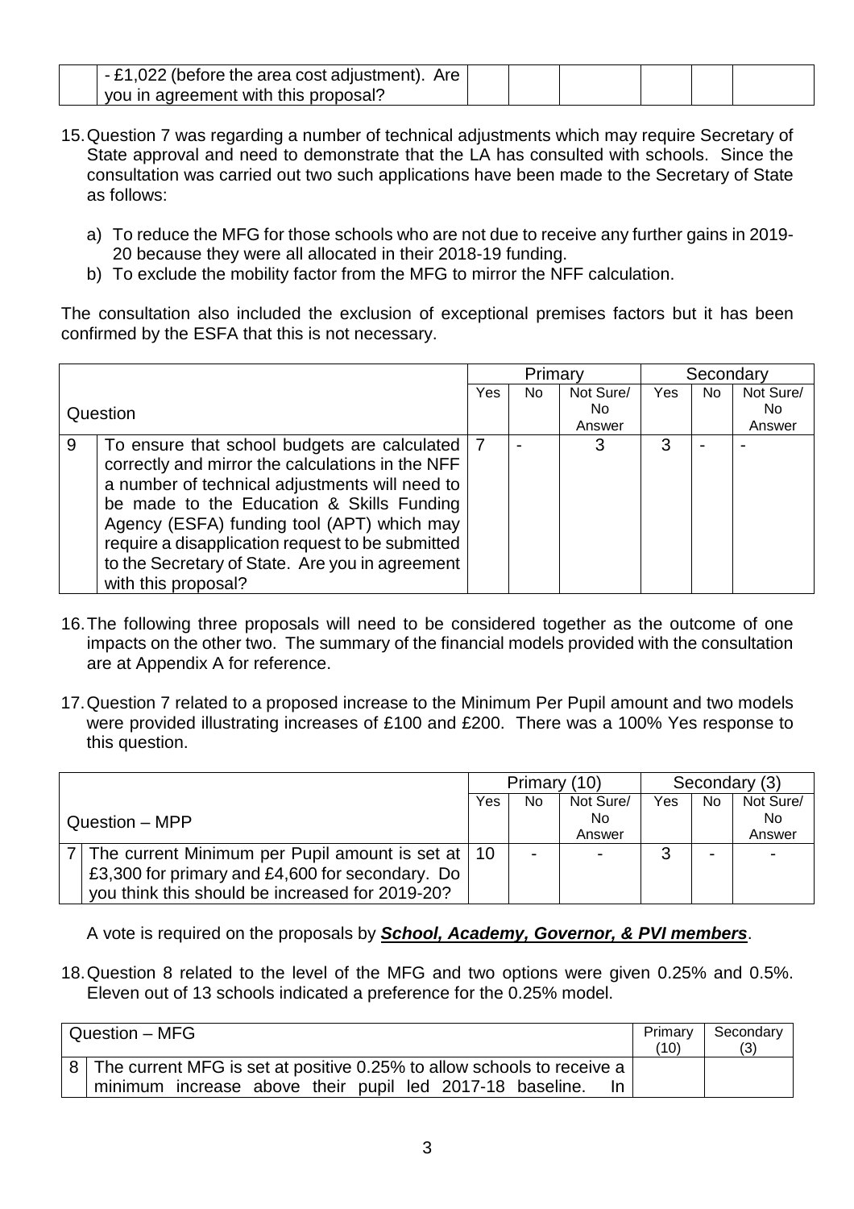| | | | | | | | |
|---|---|---|---|---|---|---|---|
| | - £1,022 (before the area cost adjustment). Are you in agreement with this proposal? | | | | | | |

15. Question 7 was regarding a number of technical adjustments which may require Secretary of State approval and need to demonstrate that the LA has consulted with schools. Since the consultation was carried out two such applications have been made to the Secretary of State as follows:

    a) To reduce the MFG for those schools who are not due to receive any further gains in 2019-20 because they were all allocated in their 2018-19 funding.
    b) To exclude the mobility factor from the MFG to mirror the NFF calculation.

The consultation also included the exclusion of exceptional premises factors but it has been confirmed by the ESFA that this is not necessary.

| Question | | Primary | | | Secondary | | |
|---|---|---|---|---|---|---|---|
| | | Yes | No | Not Sure/ No Answer | Yes | No | Not Sure/ No Answer |
| 9 | To ensure that school budgets are calculated correctly and mirror the calculations in the NFF a number of technical adjustments will need to be made to the Education & Skills Funding Agency (ESFA) funding tool (APT) which may require a disapplication request to be submitted to the Secretary of State. Are you in agreement with this proposal? | 7 | - | 3 | 3 | - | - |

16. The following three proposals will need to be considered together as the outcome of one impacts on the other two. The summary of the financial models provided with the consultation are at Appendix A for reference.

17. Question 7 related to a proposed increase to the Minimum Per Pupil amount and two models were provided illustrating increases of £100 and £200. There was a 100% Yes response to this question.

| Question – MPP | | Primary (10) | | | Secondary (3) | | |
|---|---|---|---|---|---|---|---|
| | | Yes | No | Not Sure/ No Answer | Yes | No | Not Sure/ No Answer |
| 7 | The current Minimum per Pupil amount is set at £3,300 for primary and £4,600 for secondary. Do you think this should be increased for 2019-20? | 10 | - | - | 3 | - | - |

A vote is required on the proposals by ***School, Academy, Governor, & PVI members***.

18. Question 8 related to the level of the MFG and two options were given 0.25% and 0.5%. Eleven out of 13 schools indicated a preference for the 0.25% model.

| Question – MFG | | Primary (10) | Secondary (3) |
|---|---|---|---|
| 8 | The current MFG is set at positive 0.25% to allow schools to receive a minimum increase above their pupil led 2017-18 baseline. In | | |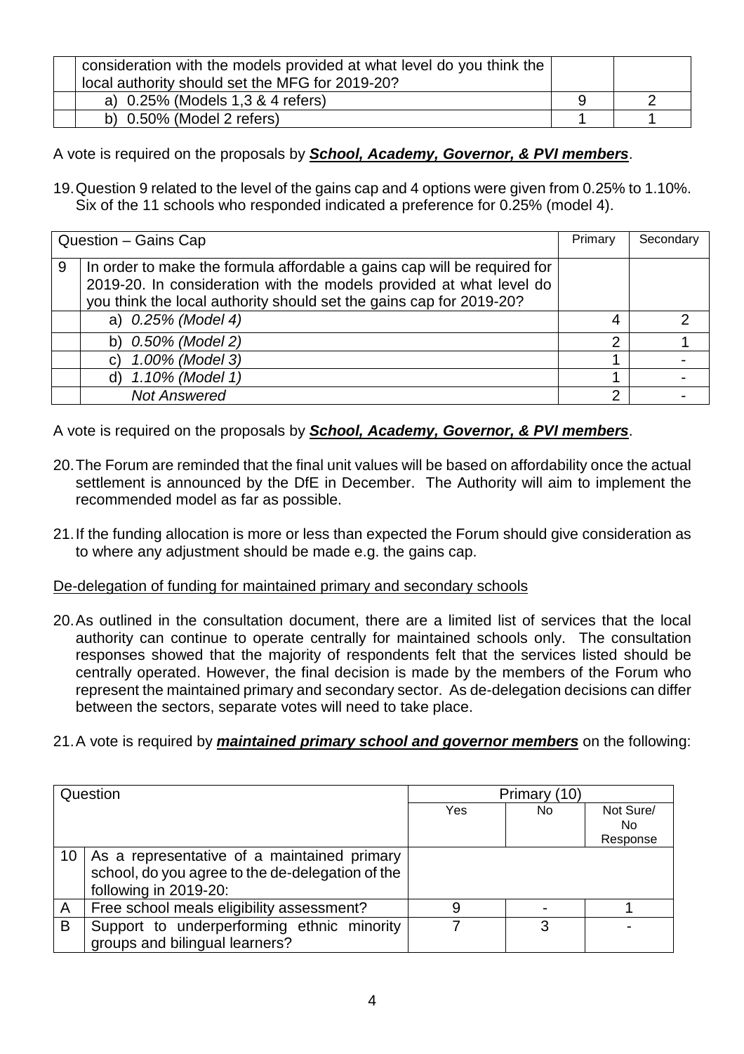| | | | |
|---|---|---|---|
| | consideration with the models provided at what level do you think the local authority should set the MFG for 2019-20? | | |
| | a) 0.25% (Models 1,3 & 4 refers) | 9 | 2 |
| | b) 0.50% (Model 2 refers) | 1 | 1 |

A vote is required on the proposals by ***School, Academy, Governor, & PVI members***.

19. Question 9 related to the level of the gains cap and 4 options were given from 0.25% to 1.10%. Six of the 11 schools who responded indicated a preference for 0.25% (model 4).

| Question – Gains Cap | | Primary | Secondary |
|---|---|---|---|
| 9 | In order to make the formula affordable a gains cap will be required for 2019-20. In consideration with the models provided at what level do you think the local authority should set the gains cap for 2019-20? | | |
| | *a) 0.25% (Model 4)* | 4 | 2 |
| | *b) 0.50% (Model 2)* | 2 | 1 |
| | *c) 1.00% (Model 3)* | 1 | - |
| | *d) 1.10% (Model 1)* | 1 | - |
| | *Not Answered* | 2 | - |

A vote is required on the proposals by ***School, Academy, Governor, & PVI members***.

20. The Forum are reminded that the final unit values will be based on affordability once the actual settlement is announced by the DfE in December. The Authority will aim to implement the recommended model as far as possible.

21. If the funding allocation is more or less than expected the Forum should give consideration as to where any adjustment should be made e.g. the gains cap.

<u>De-delegation of funding for maintained primary and secondary schools</u>

20. As outlined in the consultation document, there are a limited list of services that the local authority can continue to operate centrally for maintained schools only. The consultation responses showed that the majority of respondents felt that the services listed should be centrally operated. However, the final decision is made by the members of the Forum who represent the maintained primary and secondary sector. As de-delegation decisions can differ between the sectors, separate votes will need to take place.

21. A vote is required by ***maintained primary school and governor members*** on the following:

| Question | | Primary (10) | | |
|---|---|---|---|---|
| | | Yes | No | Not Sure/ No Response |
| 10 | As a representative of a maintained primary school, do you agree to the de-delegation of the following in 2019-20: | | | |
| A | Free school meals eligibility assessment? | 9 | - | 1 |
| B | Support to underperforming ethnic minority groups and bilingual learners? | 7 | 3 | - |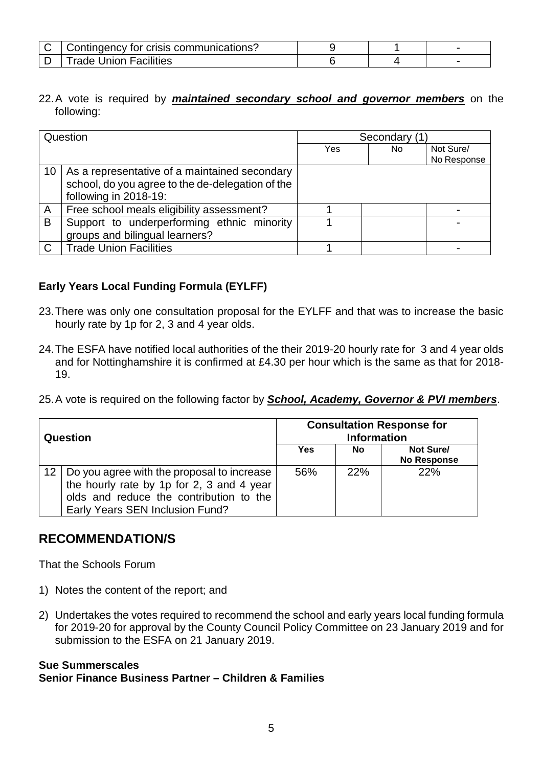| | | | | |
|---|---|---|---|---|
| C | Contingency for crisis communications? | 9 | 1 | - |
| D | Trade Union Facilities | 6 | 4 | - |

22. A vote is required by ***maintained secondary school and governor members*** on the following:

| Question | | Secondary (1) | | |
|---|---|---|---|---|
| | | Yes | No | Not Sure/ No Response |
| 10 | As a representative of a maintained secondary school, do you agree to the de-delegation of the following in 2018-19: | | | |
| A | Free school meals eligibility assessment? | 1 | | - |
| B | Support to underperforming ethnic minority groups and bilingual learners? | 1 | | - |
| C | Trade Union Facilities | 1 | | - |

**Early Years Local Funding Formula (EYLFF)**

23. There was only one consultation proposal for the EYLFF and that was to increase the basic hourly rate by 1p for 2, 3 and 4 year olds.

24. The ESFA have notified local authorities of the their 2019-20 hourly rate for 3 and 4 year olds and for Nottinghamshire it is confirmed at £4.30 per hour which is the same as that for 2018-19.

25. A vote is required on the following factor by ***School, Academy, Governor & PVI members***.

| **Question** | | **Consultation Response for Information** | | |
|---|---|---|---|---|
| | | **Yes** | **No** | **Not Sure/ No Response** |
| 12 | Do you agree with the proposal to increase the hourly rate by 1p for 2, 3 and 4 year olds and reduce the contribution to the Early Years SEN Inclusion Fund? | 56% | 22% | 22% |

## RECOMMENDATION/S

That the Schools Forum

1) Notes the content of the report; and

2) Undertakes the votes required to recommend the school and early years local funding formula for 2019-20 for approval by the County Council Policy Committee on 23 January 2019 and for submission to the ESFA on 21 January 2019.

**Sue Summerscales**
**Senior Finance Business Partner – Children & Families**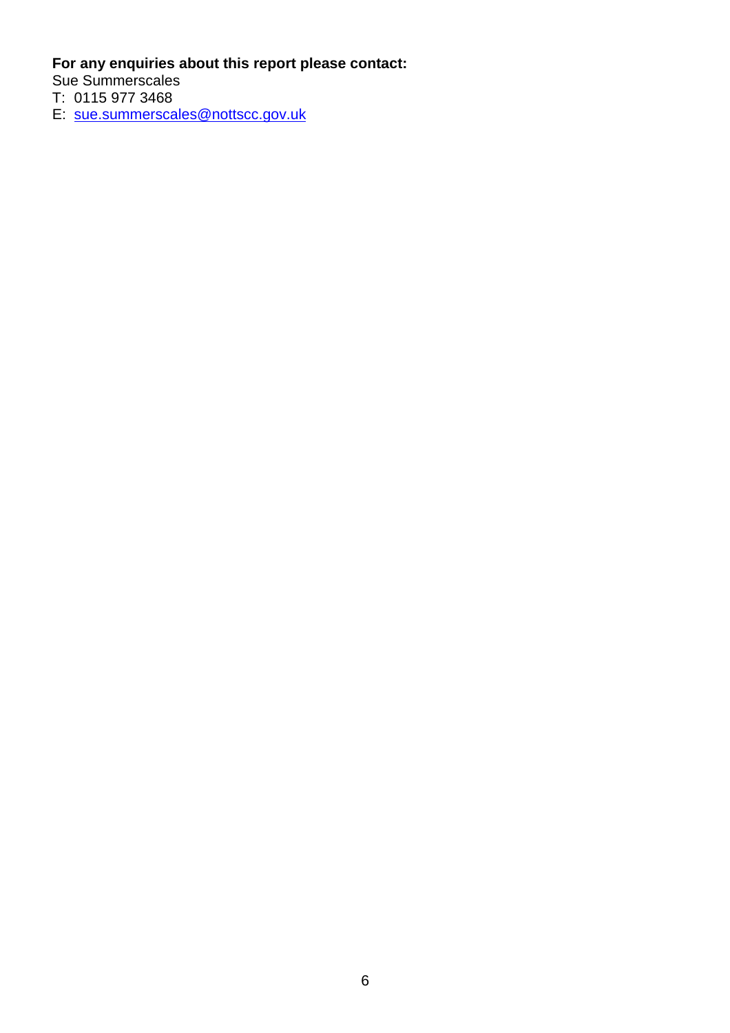**For any enquiries about this report please contact:**

Sue Summerscales

T: 0115 977 3468

E: sue.summerscales@nottscc.gov.uk